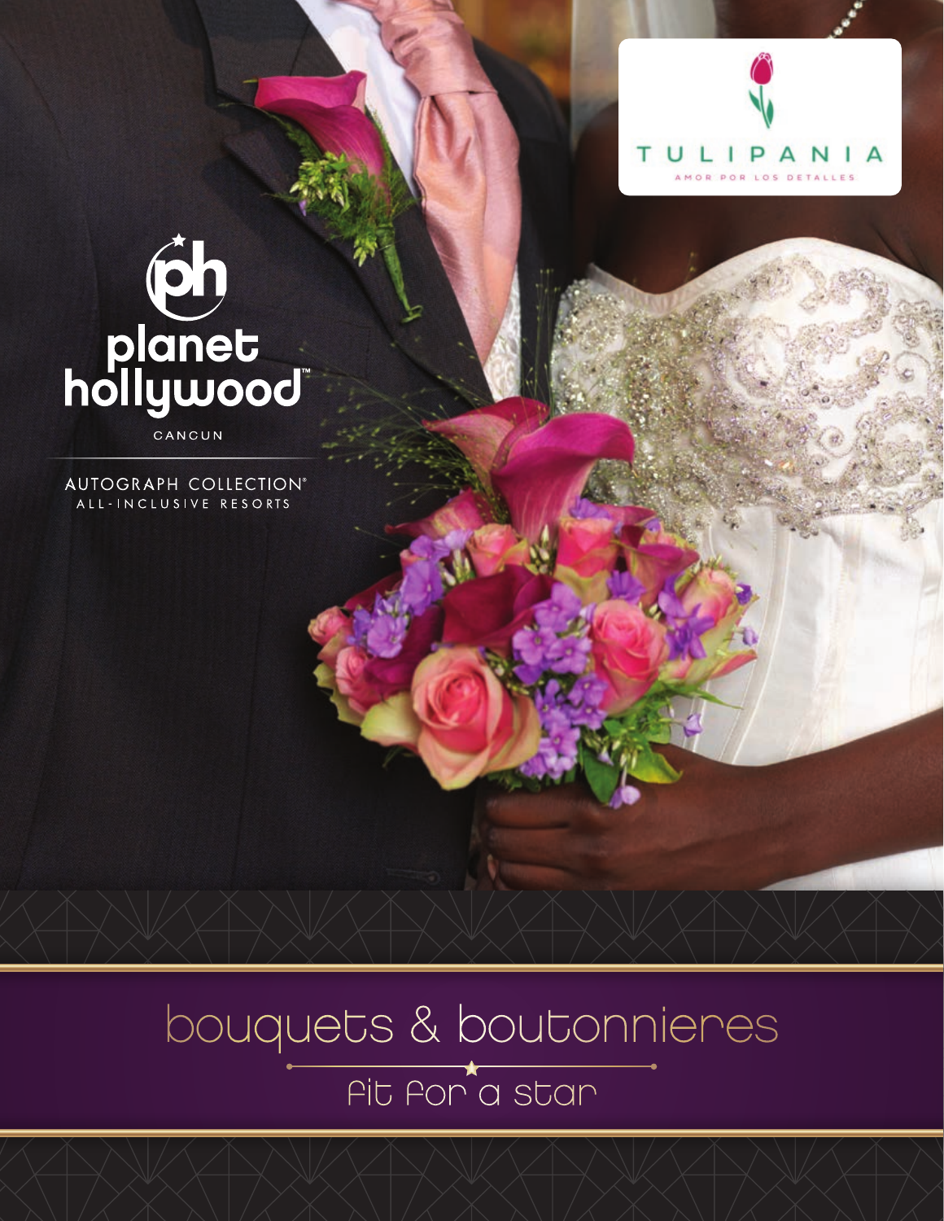TULIPANIA

AMOR POR LOS DETALLES

planet hollywood

CANCUN

AUTOGRAPH COLLECTION®
ALL-INCLUSIVE RESORTS

# bouquets & boutonnieres

## fit for a star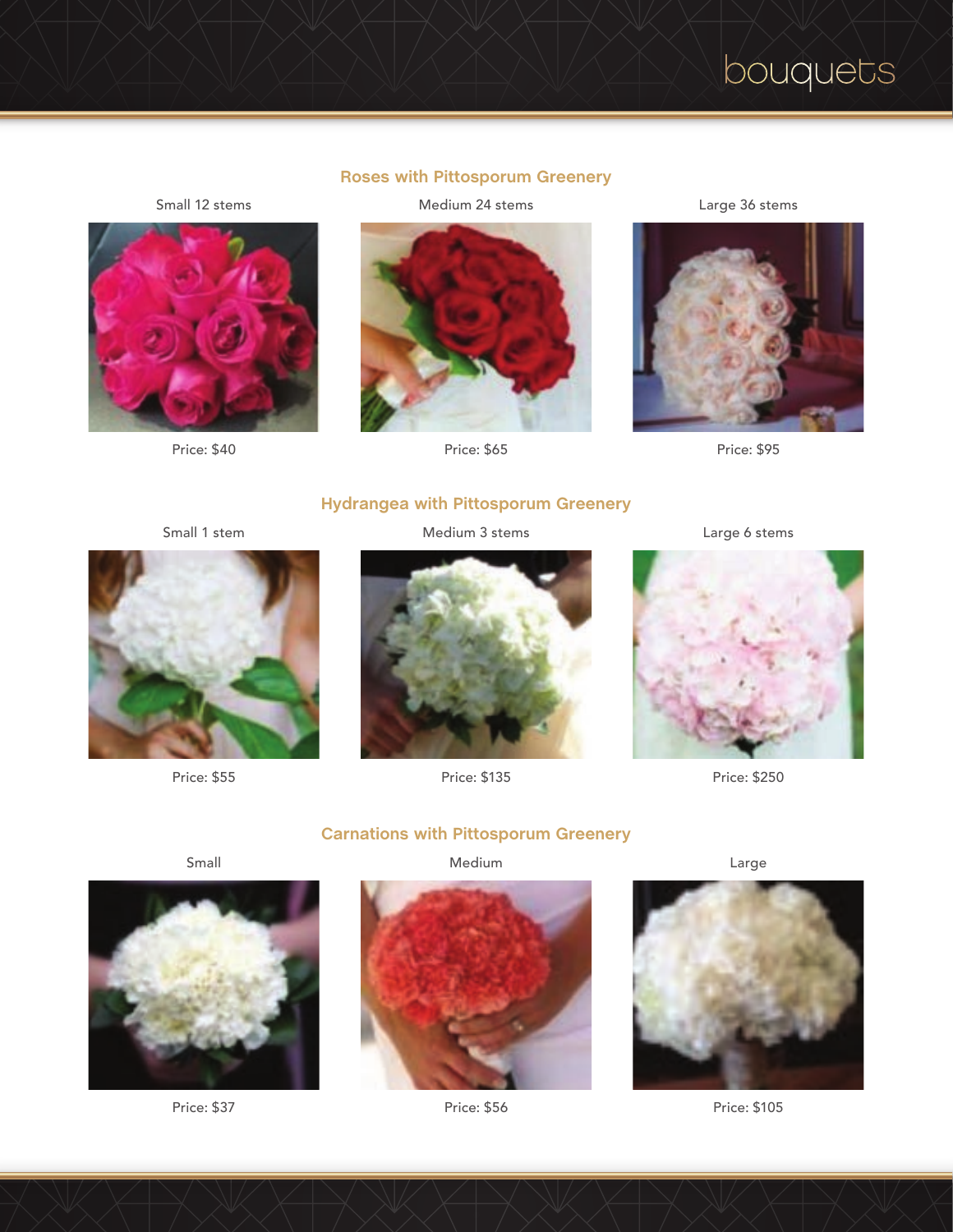# bouquets

## Roses with Pittosporum Greenery

| Small 12 stems | Medium 24 stems | Large 36 stems |
|---|---|---|
| Price: $40 | Price: $65 | Price: $95 |

## Hydrangea with Pittosporum Greenery

| Small 1 stem | Medium 3 stems | Large 6 stems |
|---|---|---|
| Price: $55 | Price: $135 | Price: $250 |

## Carnations with Pittosporum Greenery

| Small | Medium | Large |
|---|---|---|
| Price: $37 | Price: $56 | Price: $105 |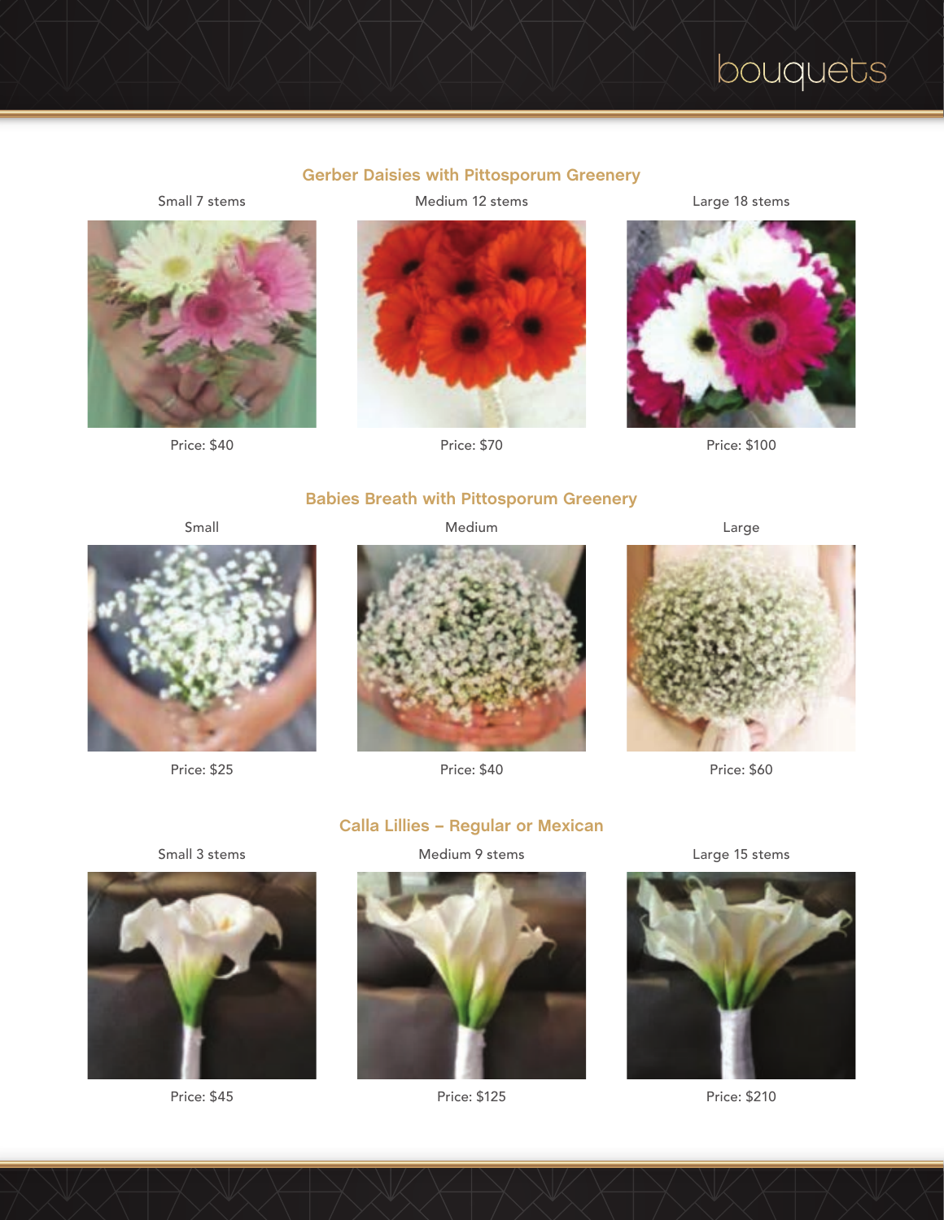# bouquets

## Gerber Daisies with Pittosporum Greenery

Small 7 stems

Price: $40

Medium 12 stems

Price: $70

Large 18 stems

Price: $100

## Babies Breath with Pittosporum Greenery

Small

Price: $25

Medium

Price: $40

Large

Price: $60

## Calla Lillies – Regular or Mexican

Small 3 stems

Price: $45

Medium 9 stems

Price: $125

Large 15 stems

Price: $210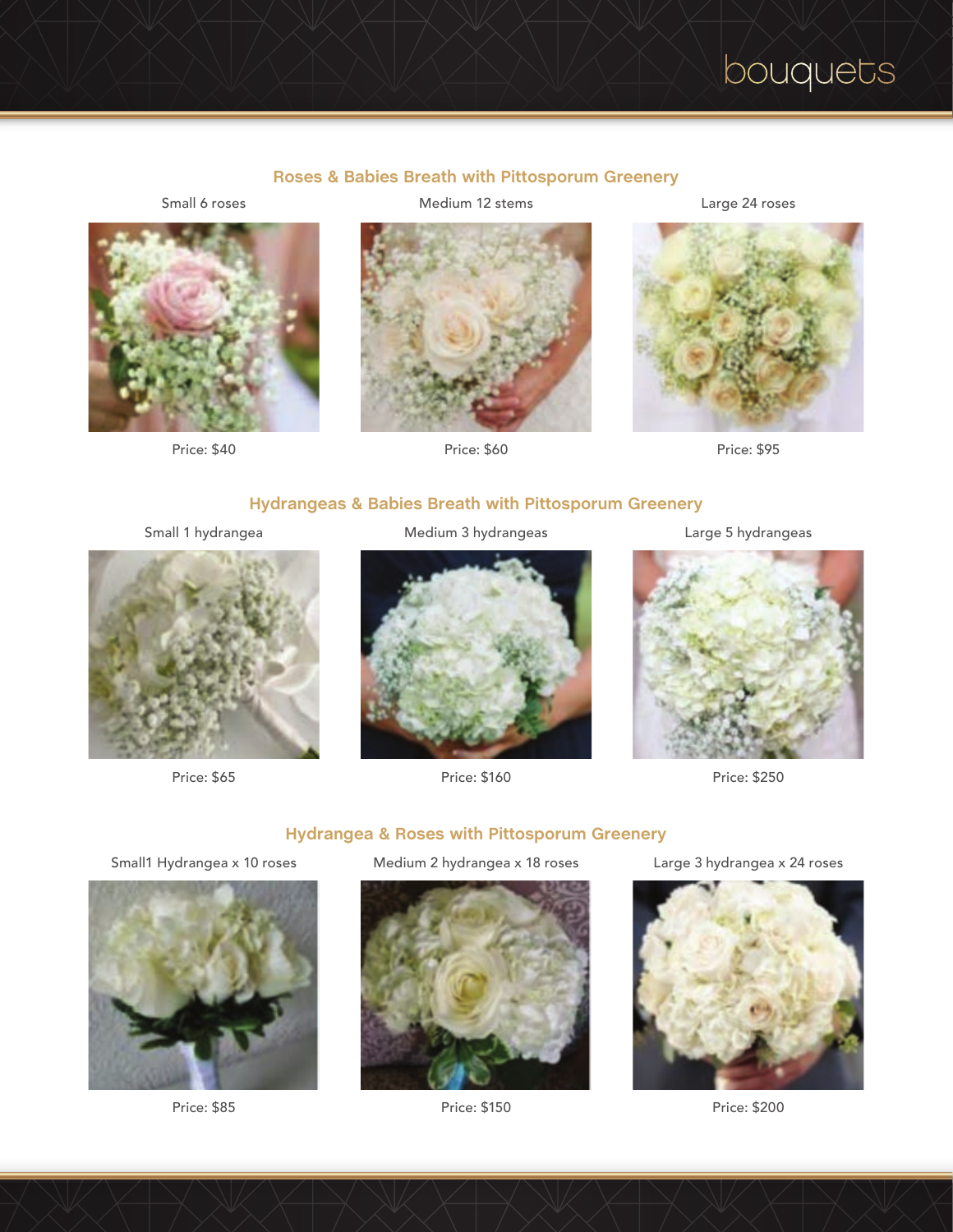# bouquets

## Roses & Babies Breath with Pittosporum Greenery

Small 6 roses

Price: $40

Medium 12 stems

Price: $60

Large 24 roses

Price: $95

## Hydrangeas & Babies Breath with Pittosporum Greenery

Small 1 hydrangea

Price: $65

Medium 3 hydrangeas

Price: $160

Large 5 hydrangeas

Price: $250

## Hydrangea & Roses with Pittosporum Greenery

Small1 Hydrangea x 10 roses

Price: $85

Medium 2 hydrangea x 18 roses

Price: $150

Large 3 hydrangea x 24 roses

Price: $200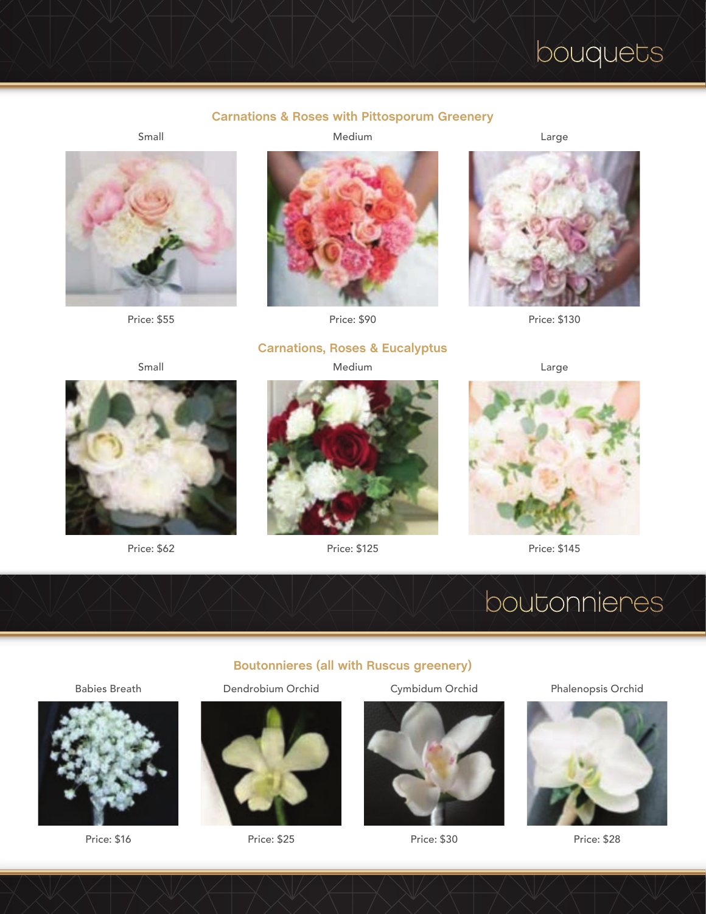# bouquets

### Carnations & Roses with Pittosporum Greenery

Small

Price: $55

Medium

Price: $90

Large

Price: $130

### Carnations, Roses & Eucalyptus

Small

Price: $62

Medium

Price: $125

Large

Price: $145

# boutonnieres

### Boutonnieres (all with Ruscus greenery)

Babies Breath

Price: $16

Dendrobium Orchid

Price: $25

Cymbidum Orchid

Price: $30

Phalenopsis Orchid

Price: $28